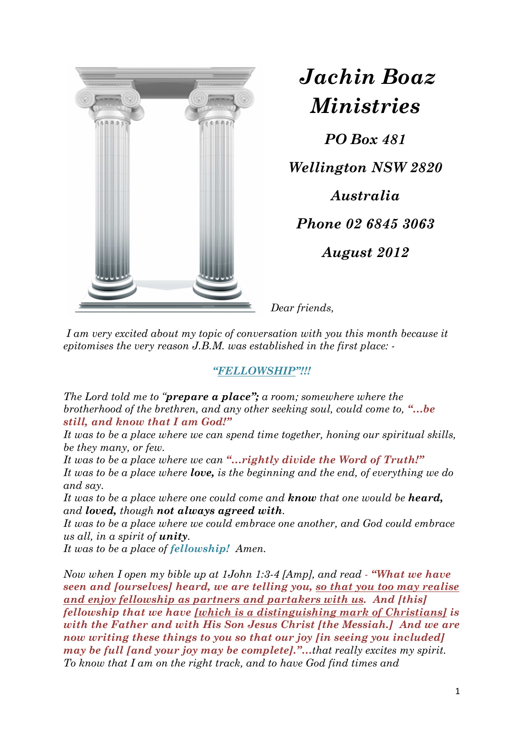# *Jachin Boaz Ministries*

***PO Box 481***

***Wellington NSW 2820***

***Australia***

***Phone 02 6845 3063***

***August 2012***

*Dear friends,*

*I am very excited about my topic of conversation with you this month because it epitomises the very reason J.B.M. was established in the first place: -*

***"FELLOWSHIP"!!!***

*The Lord told me to "**prepare a place";** a room; somewhere where the brotherhood of the brethren, and any other seeking soul, could come to, **"…be still, and know that I am God!"***

*It was to be a place where we can spend time together, honing our spiritual skills, be they many, or few.*

*It was to be a place where we can **"…rightly divide the Word of Truth!"***

*It was to be a place where **love,** is the beginning and the end, of everything we do and say.*

*It was to be a place where one could come and **know** that one would be **heard,** and **loved,** though **not always agreed with**.*

*It was to be a place where we could embrace one another, and God could embrace us all, in a spirit of **unity**.*

*It was to be a place of **fellowship!** Amen.*

*Now when I open my bible up at 1John 1:3-4 [Amp], and read - **"What we have seen and [ourselves] heard, we are telling you, so that you too may realise and enjoy fellowship as partners and partakers with us. And [this] fellowship that we have [which is a distinguishing mark of Christians] is with the Father and with His Son Jesus Christ [the Messiah.] And we are now writing these things to you so that our joy [in seeing you included] may be full [and your joy may be complete]."**…that really excites my spirit. To know that I am on the right track, and to have God find times and*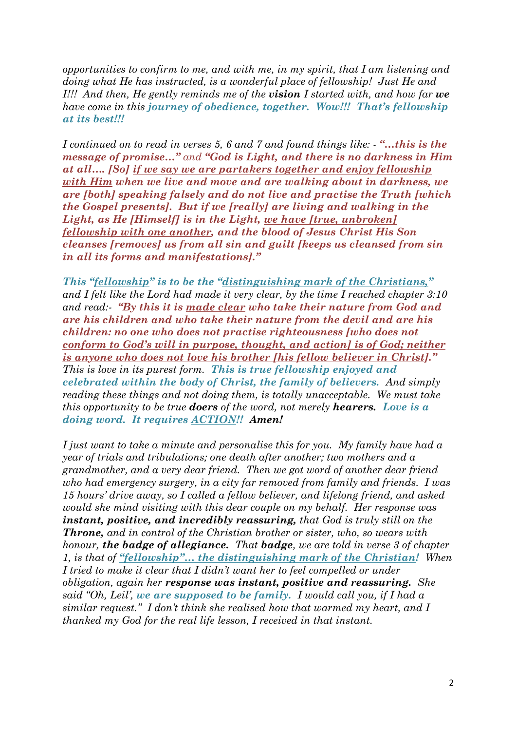*opportunities to confirm to me, and with me, in my spirit, that I am listening and doing what He has instructed, is a wonderful place of fellowship! Just He and I!!! And then, He gently reminds me of the **vision** I started with, and how far **we** have come in this **journey of obedience, together. Wow!!! That's fellowship at its best!!!***

*I continued on to read in verses 5, 6 and 7 and found things like: - **"…this is the message of promise…"** and **"God is Light, and there is no darkness in Him at all…. [So] <u>if we say we are partakers together and enjoy fellowship with Him</u> when we live and move and are walking about in darkness, we are [both] speaking falsely and do not live and practise the Truth [which the Gospel presents]. But if we [really] are living and walking in the Light, as He [Himself] is in the Light, <u>we have [true, unbroken] fellowship with one another</u>, and the blood of Jesus Christ His Son cleanses [removes] us from all sin and guilt [keeps us cleansed from sin in all its forms and manifestations]."***

***This "<u>fellowship</u>" is to be the "<u>distinguishing mark of the Christians,</u>"** and I felt like the Lord had made it very clear, by the time I reached chapter 3:10 and read:- **"By this it is <u>made clear</u> who take their nature from God and are his children and who take their nature from the devil and are his children: <u>no one who does not practise righteousness [who does not conform to God's will in purpose, thought, and action] is of God; neither is anyone who does not love his brother [his fellow believer in Christ]."</u>** This is love in its purest form. **This is true fellowship enjoyed and celebrated within the body of Christ, the family of believers.** And simply reading these things and not doing them, is totally unacceptable. We must take this opportunity to be true **doers** of the word, not merely **hearers. Love is a doing word. It requires <u>ACTION</u>!! Amen!***

*I just want to take a minute and personalise this for you. My family have had a year of trials and tribulations; one death after another; two mothers and a grandmother, and a very dear friend. Then we got word of another dear friend who had emergency surgery, in a city far removed from family and friends. I was 15 hours' drive away, so I called a fellow believer, and lifelong friend, and asked would she mind visiting with this dear couple on my behalf. Her response was **instant, positive, and incredibly reassuring,** that God is truly still on the **Throne,** and in control of the Christian brother or sister, who, so wears with honour, **the badge of allegiance.** That **badge**, we are told in verse 3 of chapter 1, is that of **<u>"fellowship"… the distinguishing mark of the Christian</u>!** When I tried to make it clear that I didn't want her to feel compelled or under obligation, again her **response was instant, positive and reassuring.** She said "Oh, Leil', **we are supposed to be family.** I would call you, if I had a similar request." I don't think she realised how that warmed my heart, and I thanked my God for the real life lesson, I received in that instant.*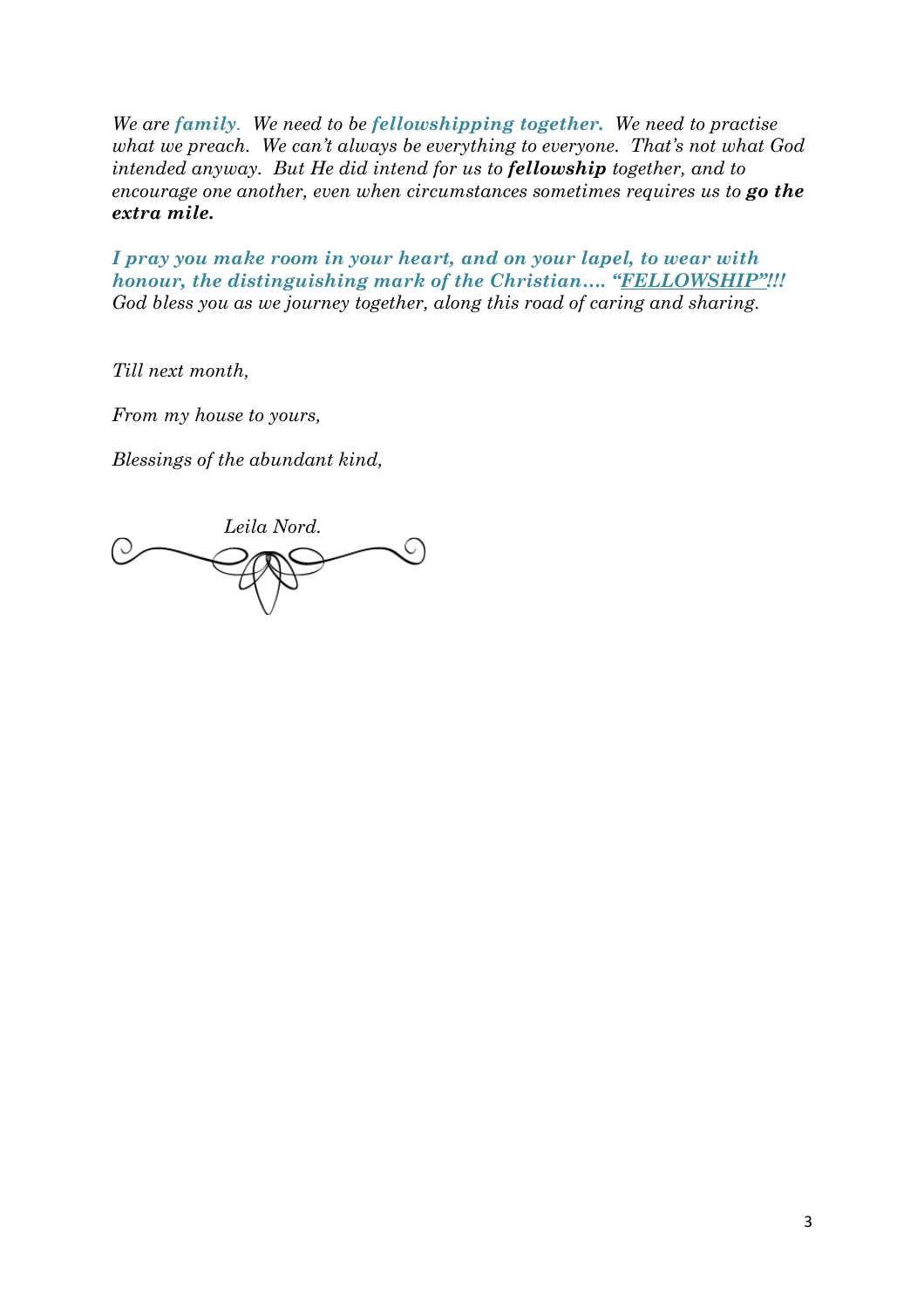*We are **family**. We need to be **fellowshipping together.** We need to practise what we preach. We can't always be everything to everyone. That's not what God intended anyway. But He did intend for us to **fellowship** together, and to encourage one another, even when circumstances sometimes requires us to **go the extra mile.***

***I pray you make room in your heart, and on your lapel, to wear with honour, the distinguishing mark of the Christian…. "FELLOWSHIP"!!!***
*God bless you as we journey together, along this road of caring and sharing.*

*Till next month,*

*From my house to yours,*

*Blessings of the abundant kind,*

*Leila Nord.*